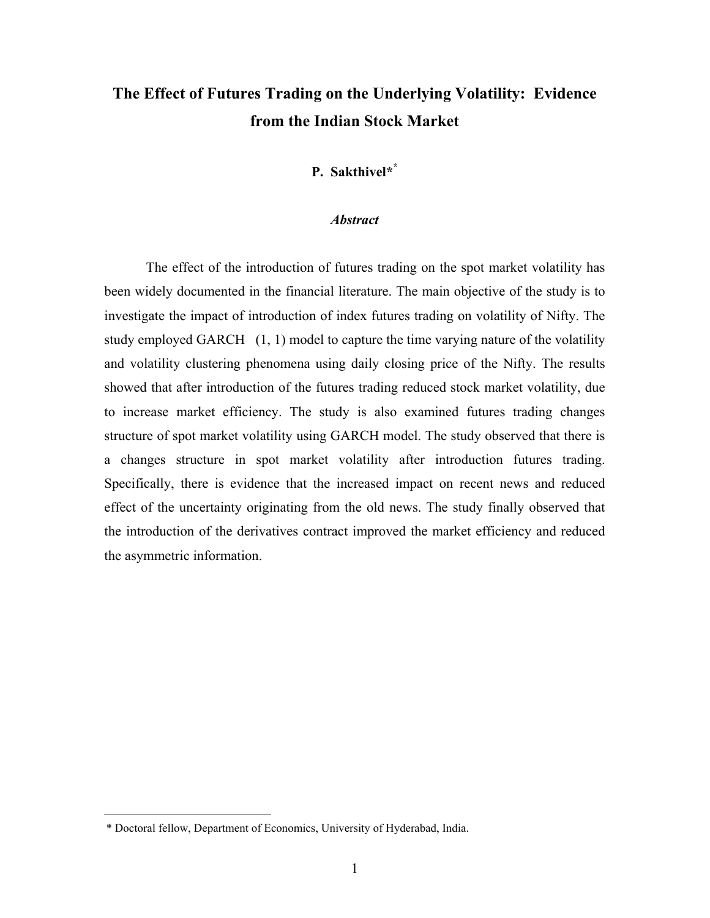# The Effect of Futures Trading on the Underlying Volatility: Evidence from the Indian Stock Market

**P. Sakthivel*[*]**

### *Abstract*

The effect of the introduction of futures trading on the spot market volatility has been widely documented in the financial literature. The main objective of the study is to investigate the impact of introduction of index futures trading on volatility of Nifty. The study employed GARCH (1, 1) model to capture the time varying nature of the volatility and volatility clustering phenomena using daily closing price of the Nifty. The results showed that after introduction of the futures trading reduced stock market volatility, due to increase market efficiency. The study is also examined futures trading changes structure of spot market volatility using GARCH model. The study observed that there is a changes structure in spot market volatility after introduction futures trading. Specifically, there is evidence that the increased impact on recent news and reduced effect of the uncertainty originating from the old news. The study finally observed that the introduction of the derivatives contract improved the market efficiency and reduced the asymmetric information.

---

* Doctoral fellow, Department of Economics, University of Hyderabad, India.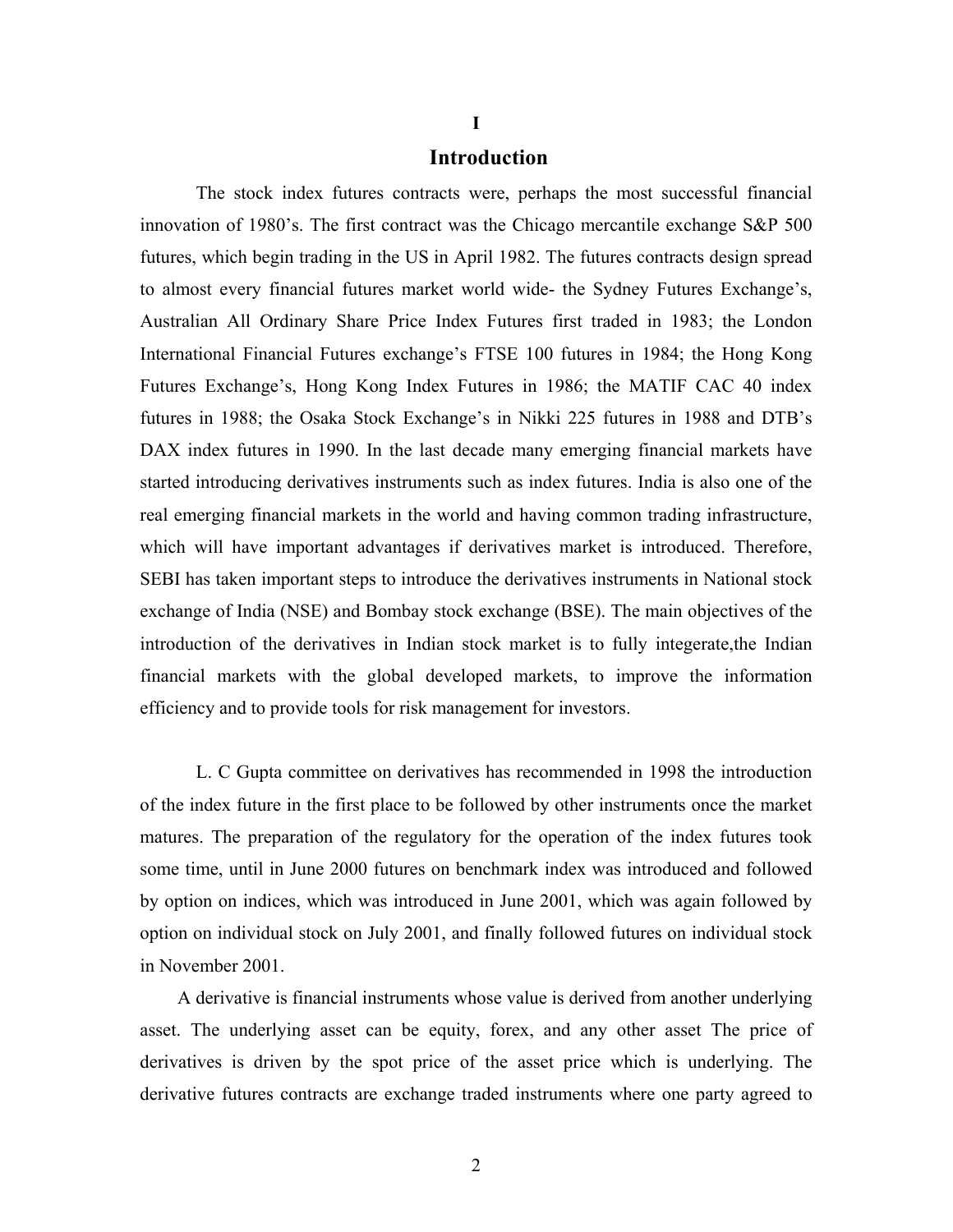# I

# Introduction

The stock index futures contracts were, perhaps the most successful financial innovation of 1980's. The first contract was the Chicago mercantile exchange S&P 500 futures, which begin trading in the US in April 1982. The futures contracts design spread to almost every financial futures market world wide- the Sydney Futures Exchange's, Australian All Ordinary Share Price Index Futures first traded in 1983; the London International Financial Futures exchange's FTSE 100 futures in 1984; the Hong Kong Futures Exchange's, Hong Kong Index Futures in 1986; the MATIF CAC 40 index futures in 1988; the Osaka Stock Exchange's in Nikki 225 futures in 1988 and DTB's DAX index futures in 1990. In the last decade many emerging financial markets have started introducing derivatives instruments such as index futures. India is also one of the real emerging financial markets in the world and having common trading infrastructure, which will have important advantages if derivatives market is introduced. Therefore, SEBI has taken important steps to introduce the derivatives instruments in National stock exchange of India (NSE) and Bombay stock exchange (BSE). The main objectives of the introduction of the derivatives in Indian stock market is to fully integerate,the Indian financial markets with the global developed markets, to improve the information efficiency and to provide tools for risk management for investors.

L. C Gupta committee on derivatives has recommended in 1998 the introduction of the index future in the first place to be followed by other instruments once the market matures. The preparation of the regulatory for the operation of the index futures took some time, until in June 2000 futures on benchmark index was introduced and followed by option on indices, which was introduced in June 2001, which was again followed by option on individual stock on July 2001, and finally followed futures on individual stock in November 2001.

A derivative is financial instruments whose value is derived from another underlying asset. The underlying asset can be equity, forex, and any other asset The price of derivatives is driven by the spot price of the asset price which is underlying. The derivative futures contracts are exchange traded instruments where one party agreed to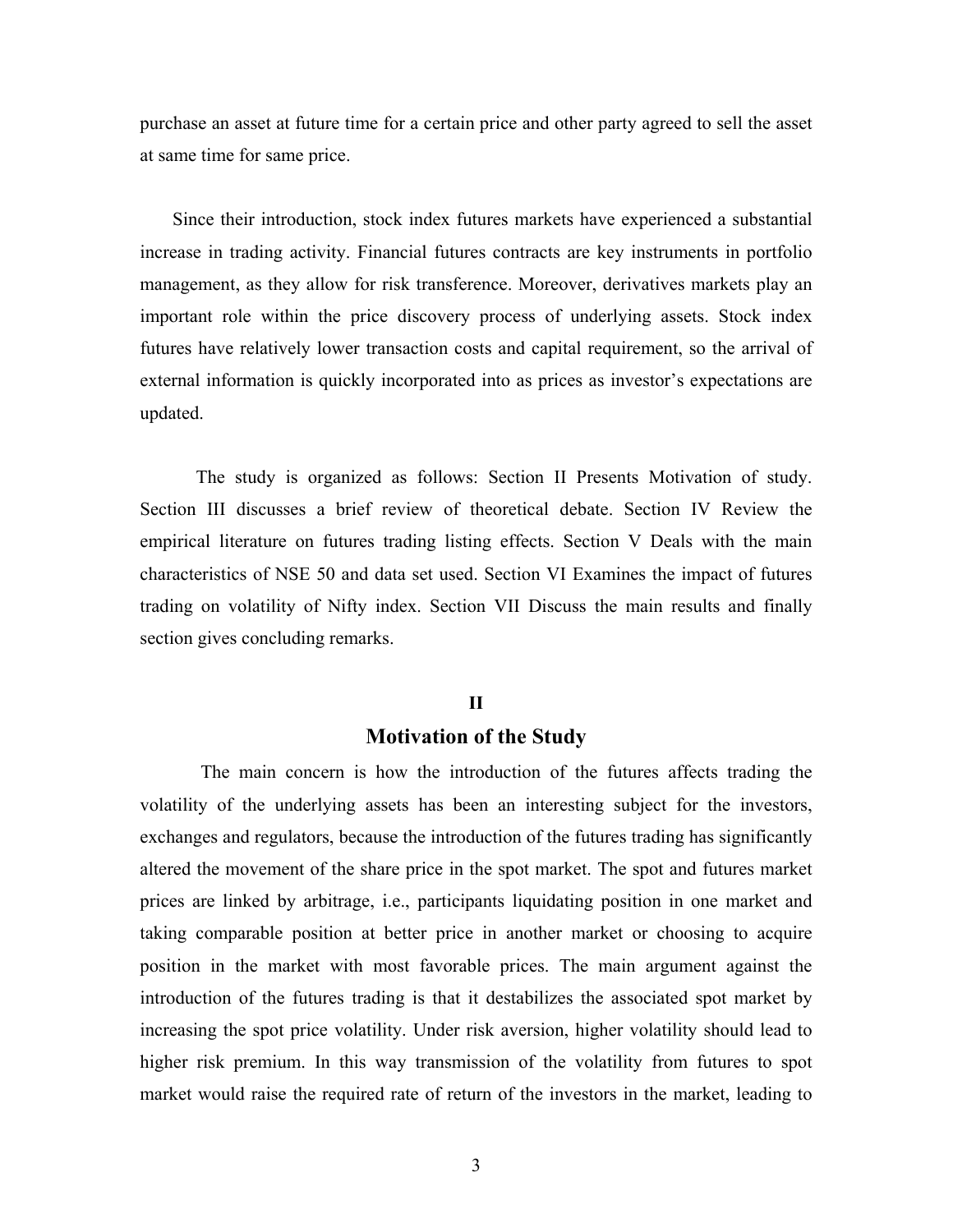purchase an asset at future time for a certain price and other party agreed to sell the asset at same time for same price.

Since their introduction, stock index futures markets have experienced a substantial increase in trading activity. Financial futures contracts are key instruments in portfolio management, as they allow for risk transference. Moreover, derivatives markets play an important role within the price discovery process of underlying assets. Stock index futures have relatively lower transaction costs and capital requirement, so the arrival of external information is quickly incorporated into as prices as investor's expectations are updated.

The study is organized as follows: Section II Presents Motivation of study. Section III discusses a brief review of theoretical debate. Section IV Review the empirical literature on futures trading listing effects. Section V Deals with the main characteristics of NSE 50 and data set used. Section VI Examines the impact of futures trading on volatility of Nifty index. Section VII Discuss the main results and finally section gives concluding remarks.

## II

## Motivation of the Study

The main concern is how the introduction of the futures affects trading the volatility of the underlying assets has been an interesting subject for the investors, exchanges and regulators, because the introduction of the futures trading has significantly altered the movement of the share price in the spot market. The spot and futures market prices are linked by arbitrage, i.e., participants liquidating position in one market and taking comparable position at better price in another market or choosing to acquire position in the market with most favorable prices. The main argument against the introduction of the futures trading is that it destabilizes the associated spot market by increasing the spot price volatility. Under risk aversion, higher volatility should lead to higher risk premium. In this way transmission of the volatility from futures to spot market would raise the required rate of return of the investors in the market, leading to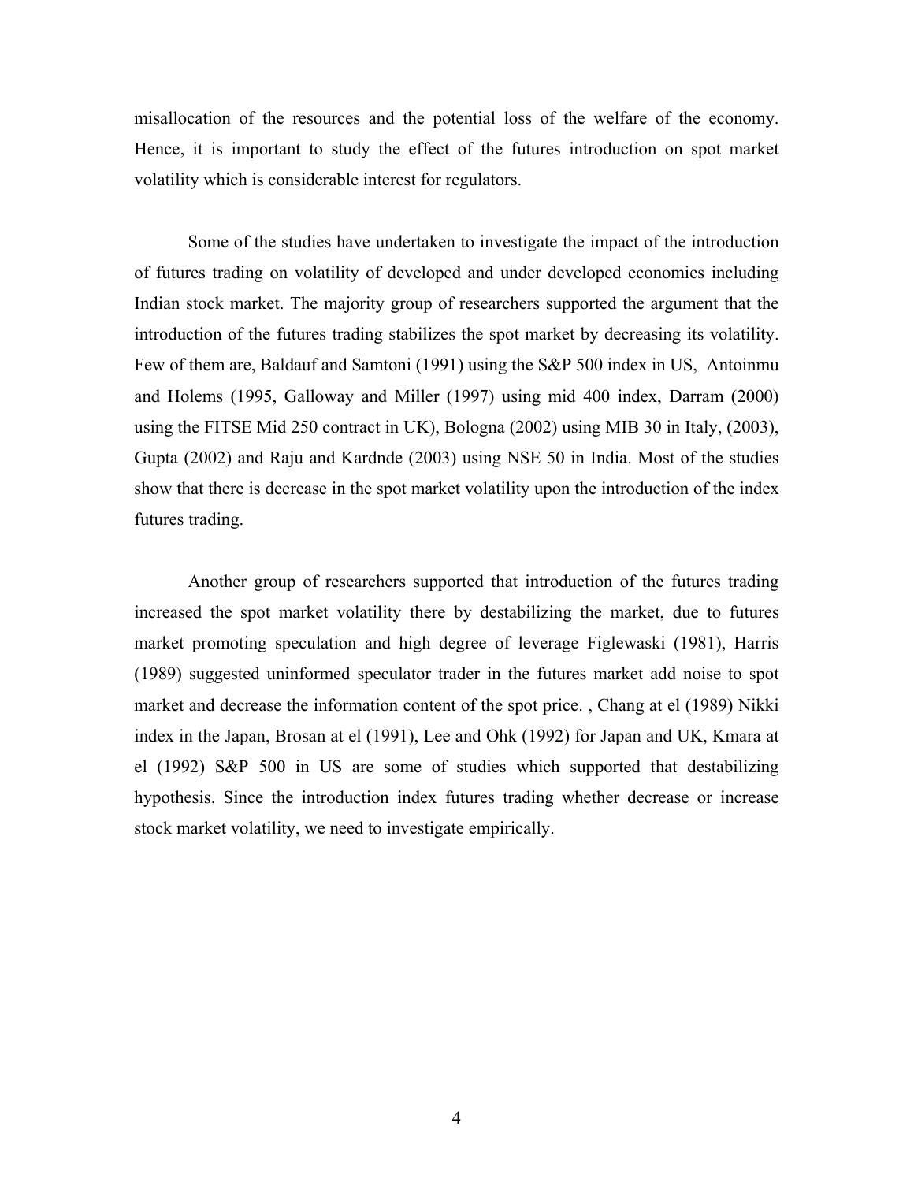misallocation of the resources and the potential loss of the welfare of the economy. Hence, it is important to study the effect of the futures introduction on spot market volatility which is considerable interest for regulators.

Some of the studies have undertaken to investigate the impact of the introduction of futures trading on volatility of developed and under developed economies including Indian stock market. The majority group of researchers supported the argument that the introduction of the futures trading stabilizes the spot market by decreasing its volatility. Few of them are, Baldauf and Samtoni (1991) using the S&P 500 index in US, Antoinmu and Holems (1995, Galloway and Miller (1997) using mid 400 index, Darram (2000) using the FITSE Mid 250 contract in UK), Bologna (2002) using MIB 30 in Italy, (2003), Gupta (2002) and Raju and Kardnde (2003) using NSE 50 in India. Most of the studies show that there is decrease in the spot market volatility upon the introduction of the index futures trading.

Another group of researchers supported that introduction of the futures trading increased the spot market volatility there by destabilizing the market, due to futures market promoting speculation and high degree of leverage Figlewaski (1981), Harris (1989) suggested uninformed speculator trader in the futures market add noise to spot market and decrease the information content of the spot price. , Chang at el (1989) Nikki index in the Japan, Brosan at el (1991), Lee and Ohk (1992) for Japan and UK, Kmara at el (1992) S&P 500 in US are some of studies which supported that destabilizing hypothesis. Since the introduction index futures trading whether decrease or increase stock market volatility, we need to investigate empirically.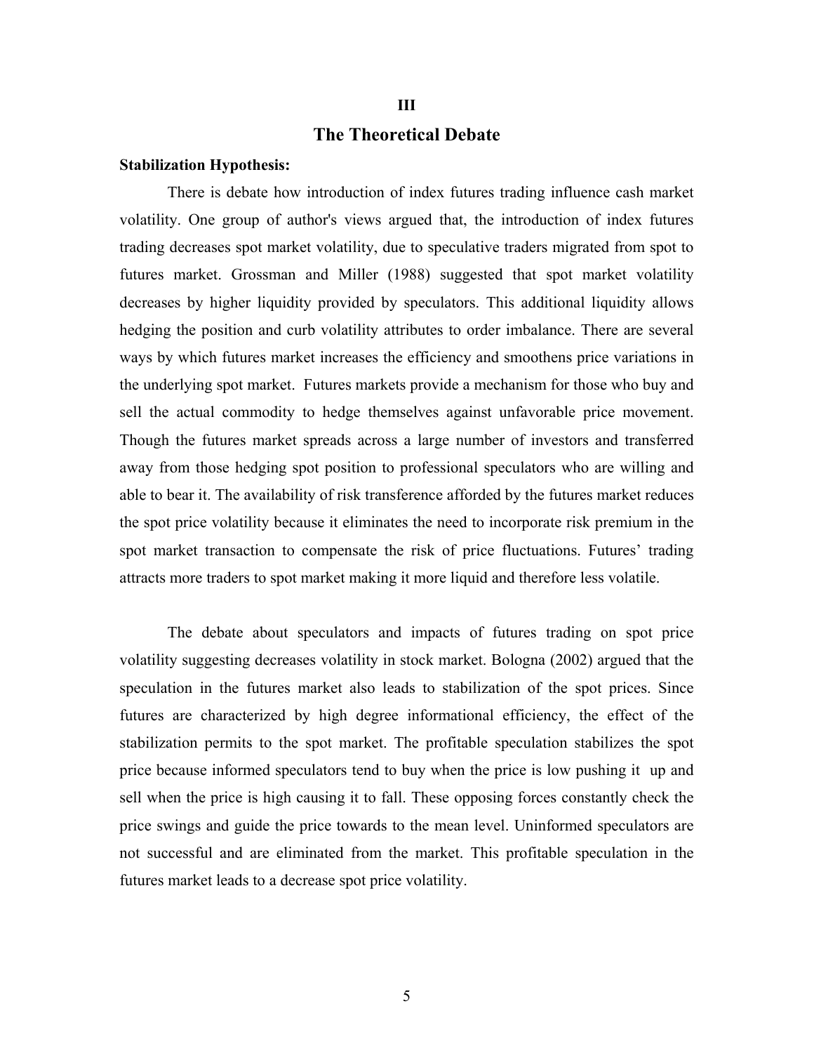## III

## The Theoretical Debate

**Stabilization Hypothesis:**

There is debate how introduction of index futures trading influence cash market volatility. One group of author's views argued that, the introduction of index futures trading decreases spot market volatility, due to speculative traders migrated from spot to futures market. Grossman and Miller (1988) suggested that spot market volatility decreases by higher liquidity provided by speculators. This additional liquidity allows hedging the position and curb volatility attributes to order imbalance. There are several ways by which futures market increases the efficiency and smoothens price variations in the underlying spot market. Futures markets provide a mechanism for those who buy and sell the actual commodity to hedge themselves against unfavorable price movement. Though the futures market spreads across a large number of investors and transferred away from those hedging spot position to professional speculators who are willing and able to bear it. The availability of risk transference afforded by the futures market reduces the spot price volatility because it eliminates the need to incorporate risk premium in the spot market transaction to compensate the risk of price fluctuations. Futures' trading attracts more traders to spot market making it more liquid and therefore less volatile.

The debate about speculators and impacts of futures trading on spot price volatility suggesting decreases volatility in stock market. Bologna (2002) argued that the speculation in the futures market also leads to stabilization of the spot prices. Since futures are characterized by high degree informational efficiency, the effect of the stabilization permits to the spot market. The profitable speculation stabilizes the spot price because informed speculators tend to buy when the price is low pushing it up and sell when the price is high causing it to fall. These opposing forces constantly check the price swings and guide the price towards to the mean level. Uninformed speculators are not successful and are eliminated from the market. This profitable speculation in the futures market leads to a decrease spot price volatility.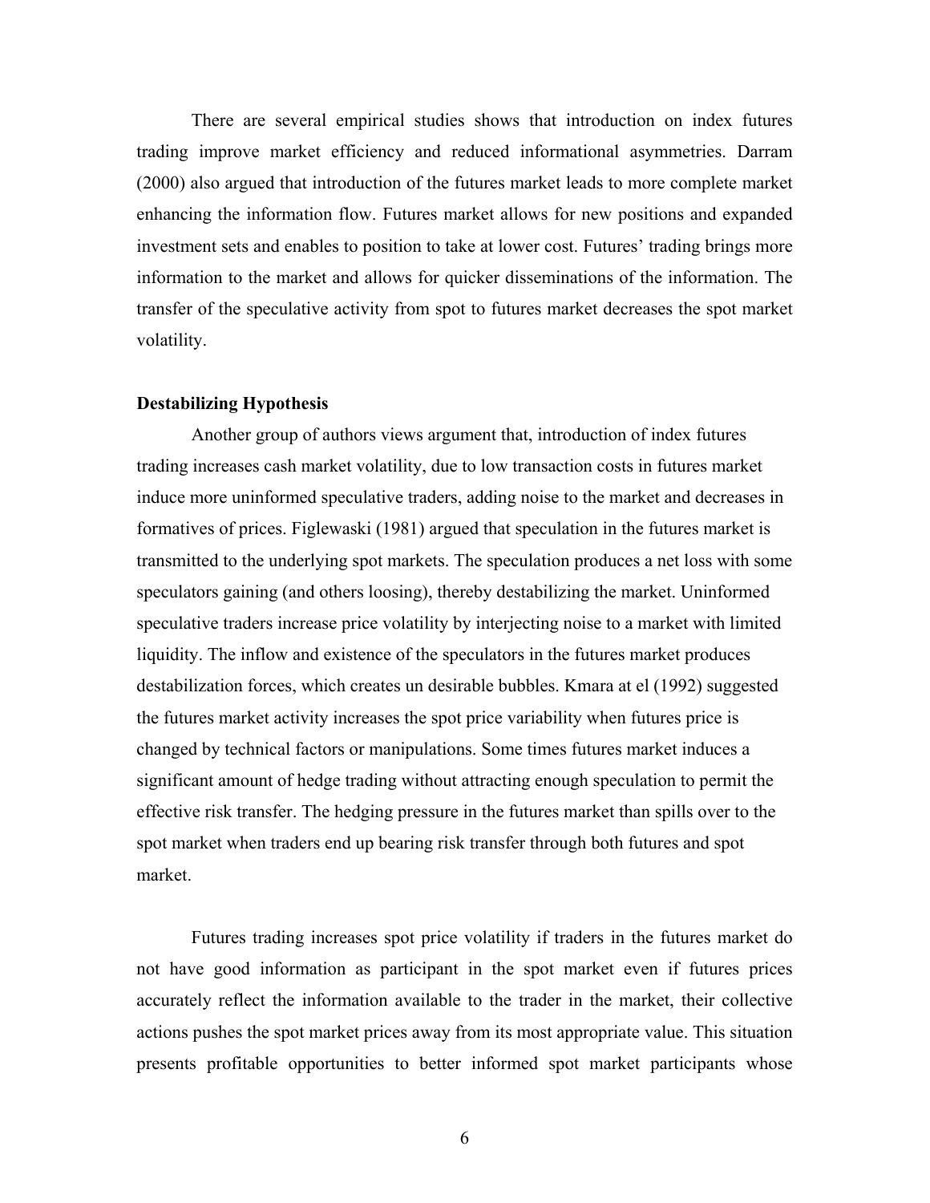There are several empirical studies shows that introduction on index futures trading improve market efficiency and reduced informational asymmetries. Darram (2000) also argued that introduction of the futures market leads to more complete market enhancing the information flow. Futures market allows for new positions and expanded investment sets and enables to position to take at lower cost. Futures' trading brings more information to the market and allows for quicker disseminations of the information. The transfer of the speculative activity from spot to futures market decreases the spot market volatility.

**Destabilizing Hypothesis**

Another group of authors views argument that, introduction of index futures trading increases cash market volatility, due to low transaction costs in futures market induce more uninformed speculative traders, adding noise to the market and decreases in formatives of prices. Figlewaski (1981) argued that speculation in the futures market is transmitted to the underlying spot markets. The speculation produces a net loss with some speculators gaining (and others loosing), thereby destabilizing the market. Uninformed speculative traders increase price volatility by interjecting noise to a market with limited liquidity. The inflow and existence of the speculators in the futures market produces destabilization forces, which creates un desirable bubbles. Kmara at el (1992) suggested the futures market activity increases the spot price variability when futures price is changed by technical factors or manipulations. Some times futures market induces a significant amount of hedge trading without attracting enough speculation to permit the effective risk transfer. The hedging pressure in the futures market than spills over to the spot market when traders end up bearing risk transfer through both futures and spot market.

Futures trading increases spot price volatility if traders in the futures market do not have good information as participant in the spot market even if futures prices accurately reflect the information available to the trader in the market, their collective actions pushes the spot market prices away from its most appropriate value. This situation presents profitable opportunities to better informed spot market participants whose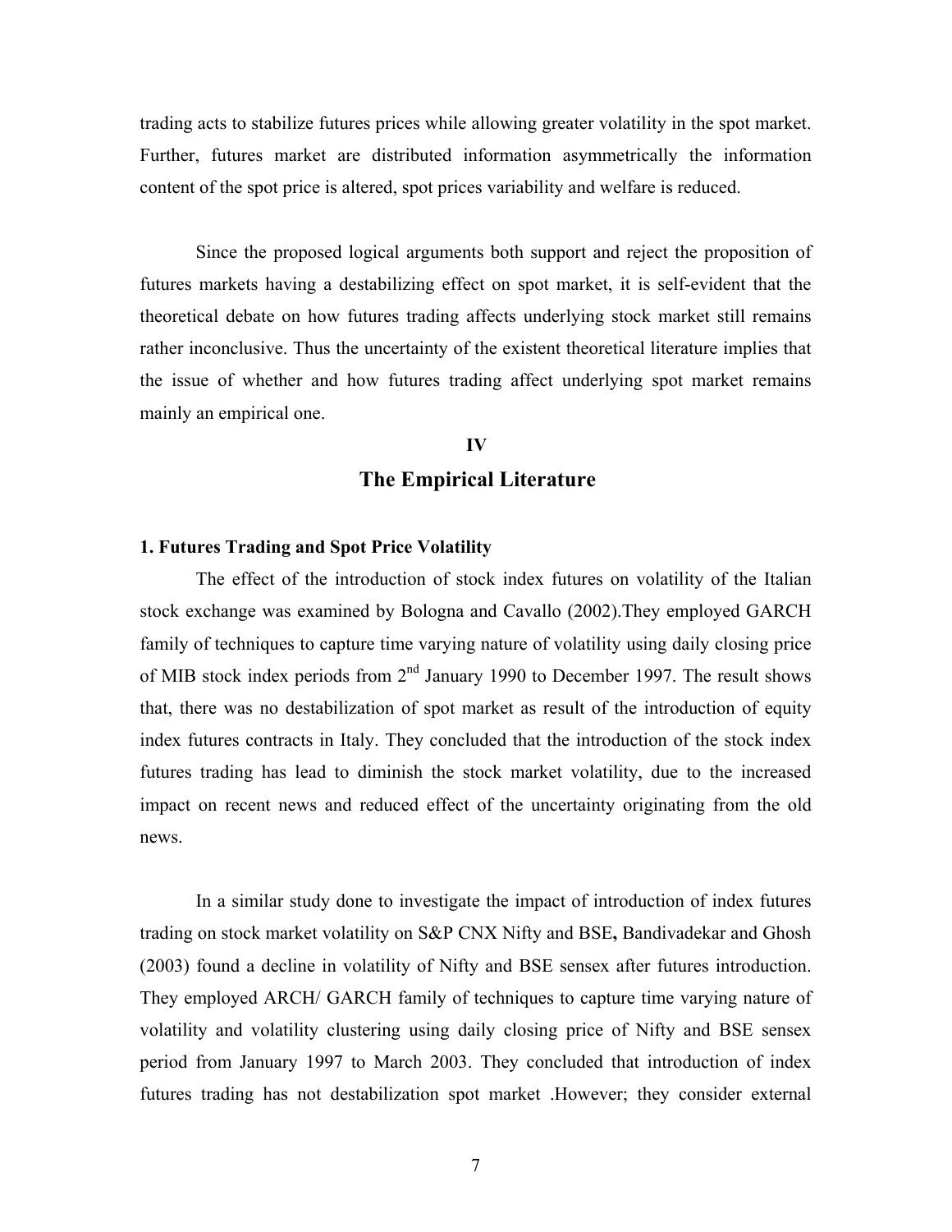trading acts to stabilize futures prices while allowing greater volatility in the spot market. Further, futures market are distributed information asymmetrically the information content of the spot price is altered, spot prices variability and welfare is reduced.

Since the proposed logical arguments both support and reject the proposition of futures markets having a destabilizing effect on spot market, it is self-evident that the theoretical debate on how futures trading affects underlying stock market still remains rather inconclusive. Thus the uncertainty of the existent theoretical literature implies that the issue of whether and how futures trading affect underlying spot market remains mainly an empirical one.

## IV

## The Empirical Literature

### 1. Futures Trading and Spot Price Volatility

The effect of the introduction of stock index futures on volatility of the Italian stock exchange was examined by Bologna and Cavallo (2002).They employed GARCH family of techniques to capture time varying nature of volatility using daily closing price of MIB stock index periods from 2nd January 1990 to December 1997. The result shows that, there was no destabilization of spot market as result of the introduction of equity index futures contracts in Italy. They concluded that the introduction of the stock index futures trading has lead to diminish the stock market volatility, due to the increased impact on recent news and reduced effect of the uncertainty originating from the old news.

In a similar study done to investigate the impact of introduction of index futures trading on stock market volatility on S&P CNX Nifty and BSE**,** Bandivadekar and Ghosh (2003) found a decline in volatility of Nifty and BSE sensex after futures introduction. They employed ARCH/ GARCH family of techniques to capture time varying nature of volatility and volatility clustering using daily closing price of Nifty and BSE sensex period from January 1997 to March 2003. They concluded that introduction of index futures trading has not destabilization spot market .However; they consider external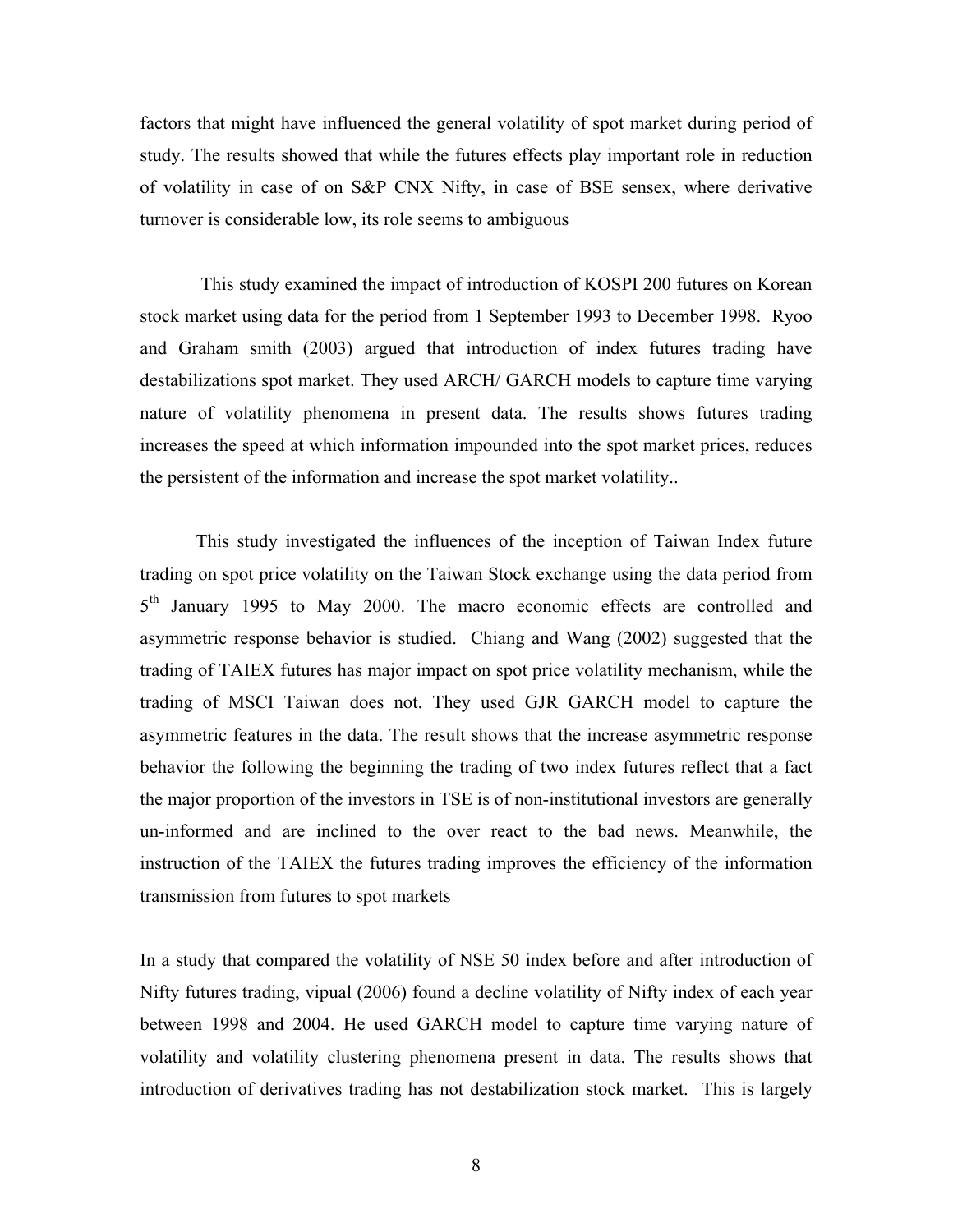factors that might have influenced the general volatility of spot market during period of study. The results showed that while the futures effects play important role in reduction of volatility in case of on S&P CNX Nifty, in case of BSE sensex, where derivative turnover is considerable low, its role seems to ambiguous

This study examined the impact of introduction of KOSPI 200 futures on Korean stock market using data for the period from 1 September 1993 to December 1998. Ryoo and Graham smith (2003) argued that introduction of index futures trading have destabilizations spot market. They used ARCH/ GARCH models to capture time varying nature of volatility phenomena in present data. The results shows futures trading increases the speed at which information impounded into the spot market prices, reduces the persistent of the information and increase the spot market volatility..

This study investigated the influences of the inception of Taiwan Index future trading on spot price volatility on the Taiwan Stock exchange using the data period from 5th January 1995 to May 2000. The macro economic effects are controlled and asymmetric response behavior is studied. Chiang and Wang (2002) suggested that the trading of TAIEX futures has major impact on spot price volatility mechanism, while the trading of MSCI Taiwan does not. They used GJR GARCH model to capture the asymmetric features in the data. The result shows that the increase asymmetric response behavior the following the beginning the trading of two index futures reflect that a fact the major proportion of the investors in TSE is of non-institutional investors are generally un-informed and are inclined to the over react to the bad news. Meanwhile, the instruction of the TAIEX the futures trading improves the efficiency of the information transmission from futures to spot markets

In a study that compared the volatility of NSE 50 index before and after introduction of Nifty futures trading, vipual (2006) found a decline volatility of Nifty index of each year between 1998 and 2004. He used GARCH model to capture time varying nature of volatility and volatility clustering phenomena present in data. The results shows that introduction of derivatives trading has not destabilization stock market. This is largely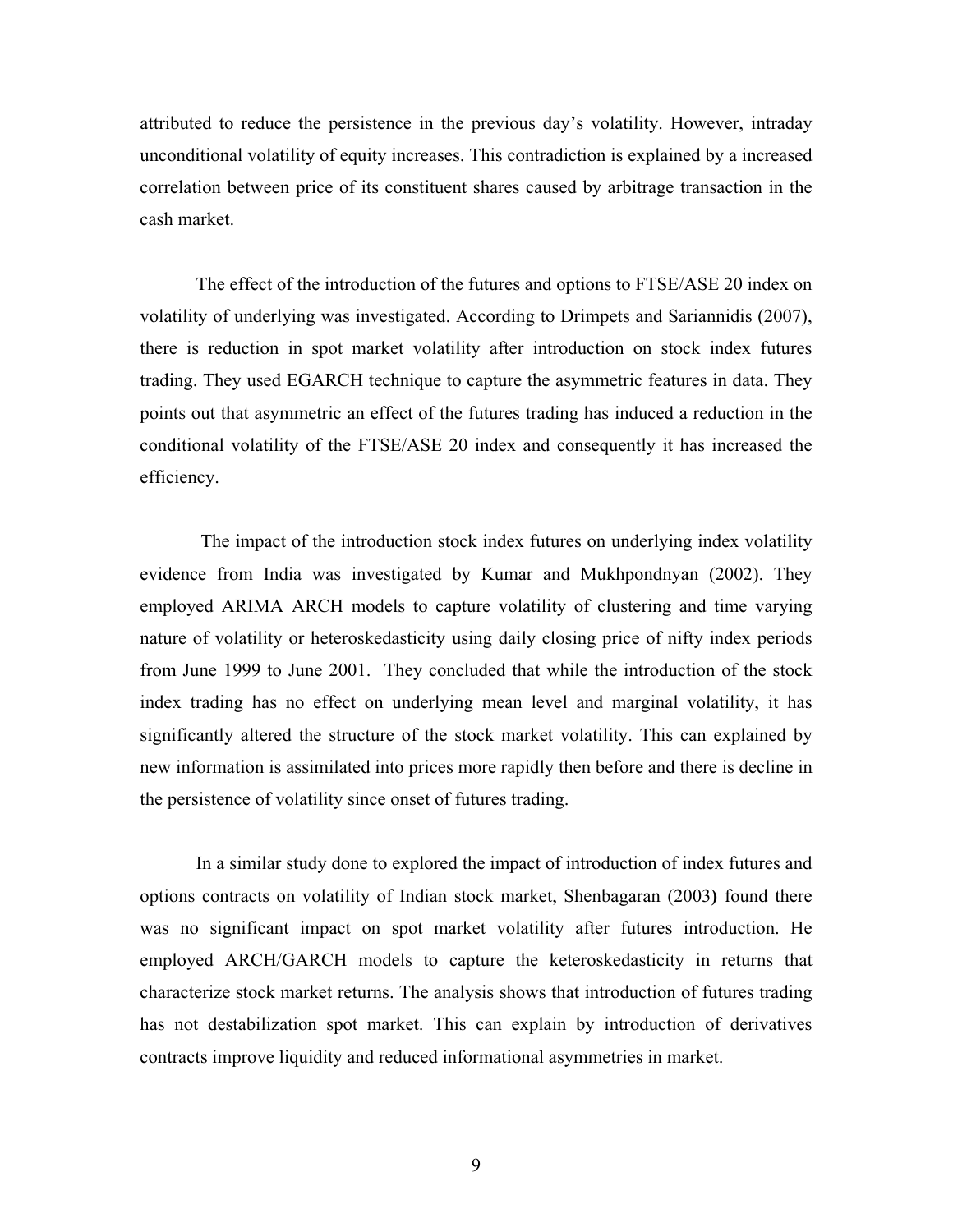attributed to reduce the persistence in the previous day's volatility. However, intraday unconditional volatility of equity increases. This contradiction is explained by a increased correlation between price of its constituent shares caused by arbitrage transaction in the cash market.

The effect of the introduction of the futures and options to FTSE/ASE 20 index on volatility of underlying was investigated. According to Drimpets and Sariannidis (2007), there is reduction in spot market volatility after introduction on stock index futures trading. They used EGARCH technique to capture the asymmetric features in data. They points out that asymmetric an effect of the futures trading has induced a reduction in the conditional volatility of the FTSE/ASE 20 index and consequently it has increased the efficiency.

The impact of the introduction stock index futures on underlying index volatility evidence from India was investigated by Kumar and Mukhpondnyan (2002). They employed ARIMA ARCH models to capture volatility of clustering and time varying nature of volatility or heteroskedasticity using daily closing price of nifty index periods from June 1999 to June 2001. They concluded that while the introduction of the stock index trading has no effect on underlying mean level and marginal volatility, it has significantly altered the structure of the stock market volatility. This can explained by new information is assimilated into prices more rapidly then before and there is decline in the persistence of volatility since onset of futures trading.

In a similar study done to explored the impact of introduction of index futures and options contracts on volatility of Indian stock market, Shenbagaran (2003**)** found there was no significant impact on spot market volatility after futures introduction. He employed ARCH/GARCH models to capture the keteroskedasticity in returns that characterize stock market returns. The analysis shows that introduction of futures trading has not destabilization spot market. This can explain by introduction of derivatives contracts improve liquidity and reduced informational asymmetries in market.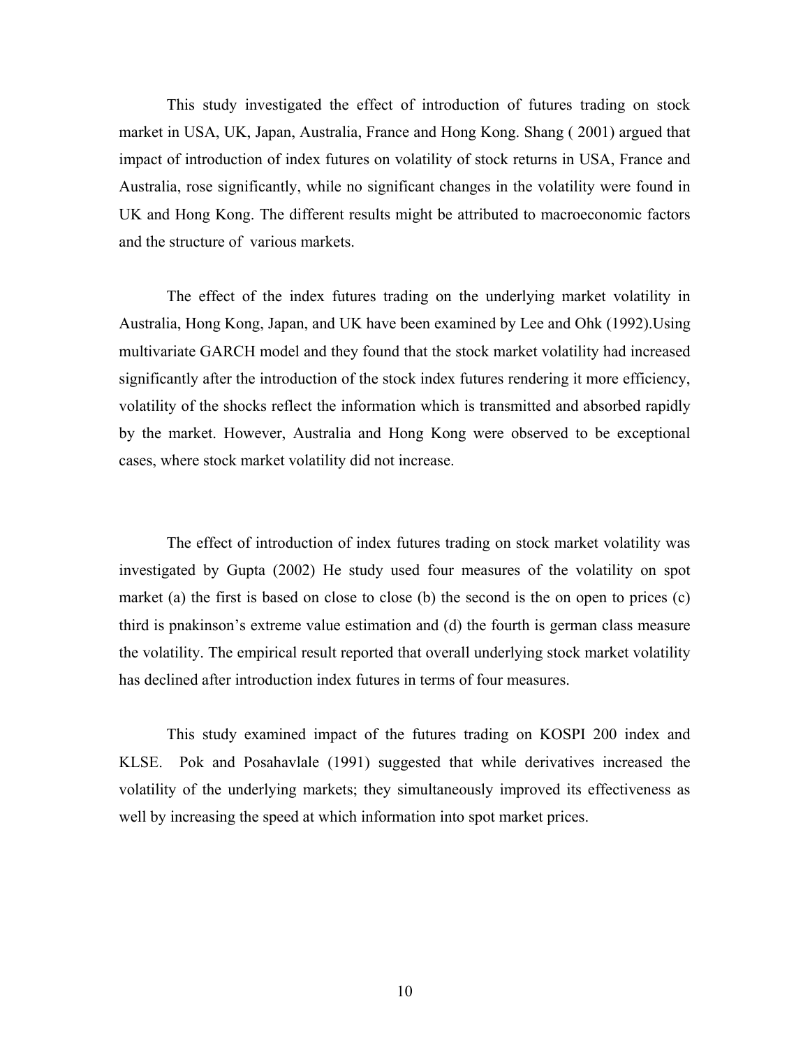This study investigated the effect of introduction of futures trading on stock market in USA, UK, Japan, Australia, France and Hong Kong. Shang ( 2001) argued that impact of introduction of index futures on volatility of stock returns in USA, France and Australia, rose significantly, while no significant changes in the volatility were found in UK and Hong Kong. The different results might be attributed to macroeconomic factors and the structure of various markets.

The effect of the index futures trading on the underlying market volatility in Australia, Hong Kong, Japan, and UK have been examined by Lee and Ohk (1992).Using multivariate GARCH model and they found that the stock market volatility had increased significantly after the introduction of the stock index futures rendering it more efficiency, volatility of the shocks reflect the information which is transmitted and absorbed rapidly by the market. However, Australia and Hong Kong were observed to be exceptional cases, where stock market volatility did not increase.

The effect of introduction of index futures trading on stock market volatility was investigated by Gupta (2002) He study used four measures of the volatility on spot market (a) the first is based on close to close (b) the second is the on open to prices (c) third is pnakinson's extreme value estimation and (d) the fourth is german class measure the volatility. The empirical result reported that overall underlying stock market volatility has declined after introduction index futures in terms of four measures.

This study examined impact of the futures trading on KOSPI 200 index and KLSE. Pok and Posahavlale (1991) suggested that while derivatives increased the volatility of the underlying markets; they simultaneously improved its effectiveness as well by increasing the speed at which information into spot market prices.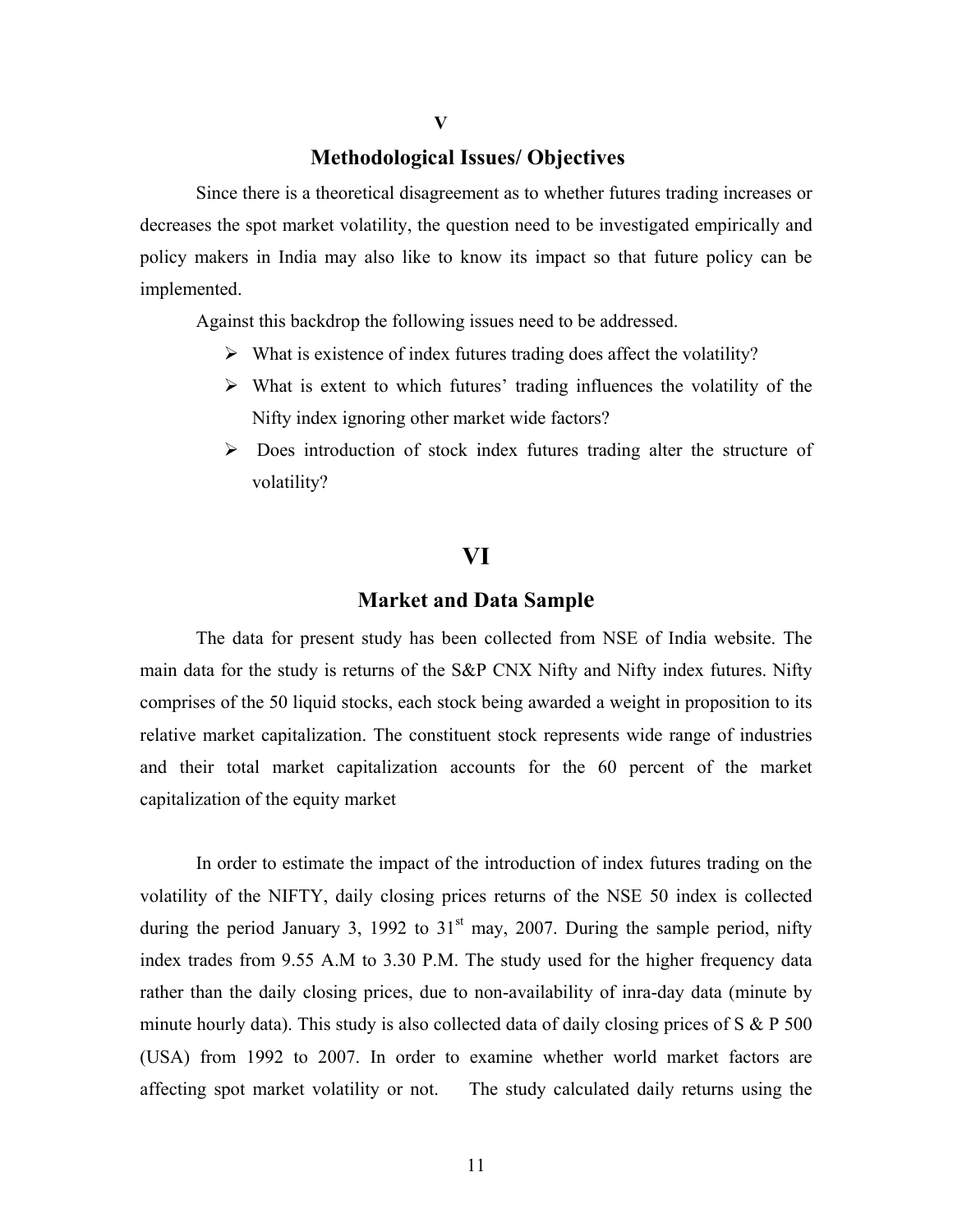## V

## Methodological Issues/ Objectives

Since there is a theoretical disagreement as to whether futures trading increases or decreases the spot market volatility, the question need to be investigated empirically and policy makers in India may also like to know its impact so that future policy can be implemented.

Against this backdrop the following issues need to be addressed.

- What is existence of index futures trading does affect the volatility?
- What is extent to which futures' trading influences the volatility of the Nifty index ignoring other market wide factors?
- Does introduction of stock index futures trading alter the structure of volatility?

## VI

## Market and Data Sample

The data for present study has been collected from NSE of India website. The main data for the study is returns of the S&P CNX Nifty and Nifty index futures. Nifty comprises of the 50 liquid stocks, each stock being awarded a weight in proposition to its relative market capitalization. The constituent stock represents wide range of industries and their total market capitalization accounts for the 60 percent of the market capitalization of the equity market

In order to estimate the impact of the introduction of index futures trading on the volatility of the NIFTY, daily closing prices returns of the NSE 50 index is collected during the period January 3, 1992 to 31st may, 2007. During the sample period, nifty index trades from 9.55 A.M to 3.30 P.M. The study used for the higher frequency data rather than the daily closing prices, due to non-availability of inra-day data (minute by minute hourly data). This study is also collected data of daily closing prices of S & P 500 (USA) from 1992 to 2007. In order to examine whether world market factors are affecting spot market volatility or not. The study calculated daily returns using the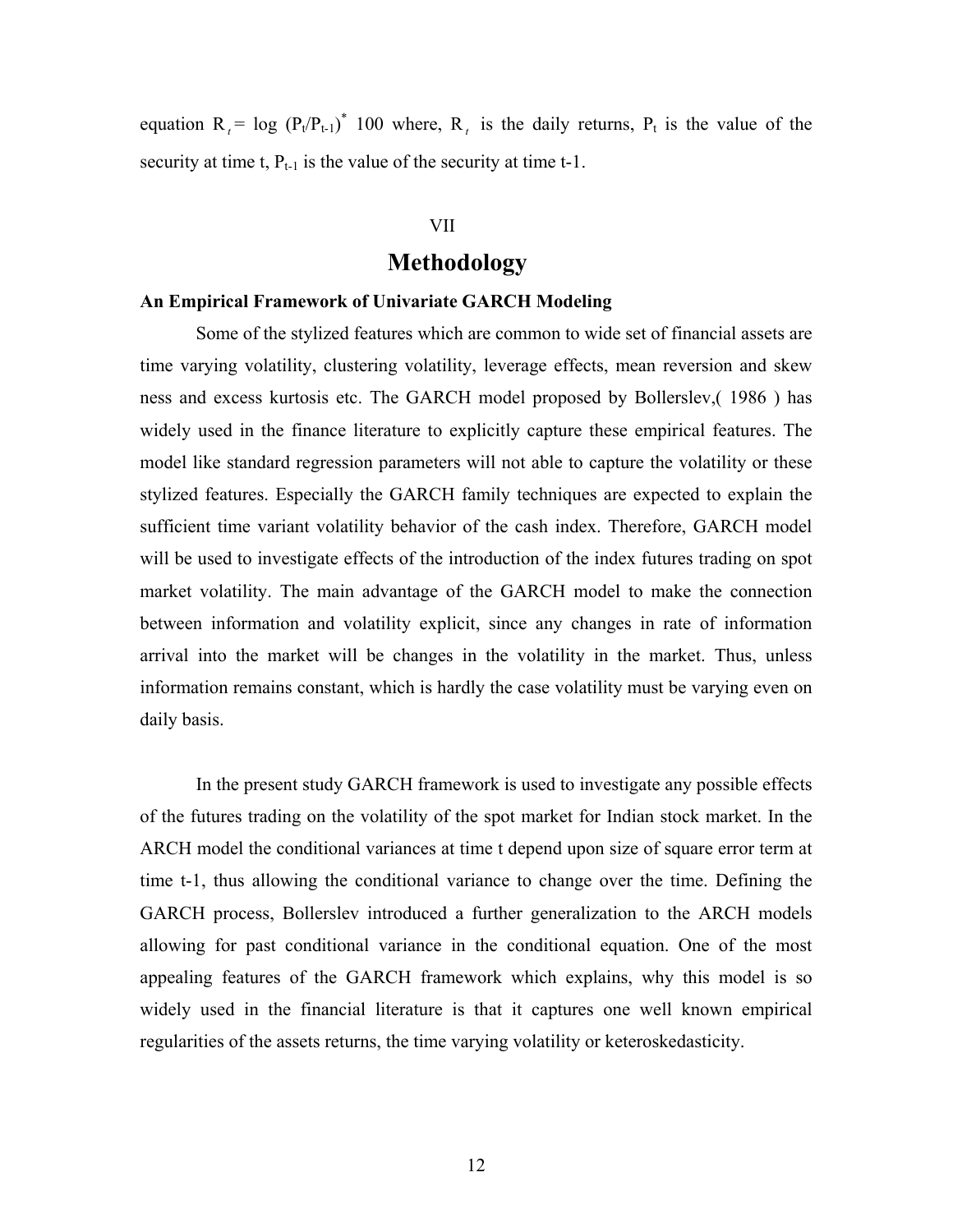equation $R_t = \log (P_t/P_{t-1})^* 100$ where, $R_t$ is the daily returns, $P_t$ is the value of the security at time t, $P_{t-1}$ is the value of the security at time t-1.

VII

# Methodology

### An Empirical Framework of Univariate GARCH Modeling

Some of the stylized features which are common to wide set of financial assets are time varying volatility, clustering volatility, leverage effects, mean reversion and skew ness and excess kurtosis etc. The GARCH model proposed by Bollerslev,( 1986 ) has widely used in the finance literature to explicitly capture these empirical features. The model like standard regression parameters will not able to capture the volatility or these stylized features. Especially the GARCH family techniques are expected to explain the sufficient time variant volatility behavior of the cash index. Therefore, GARCH model will be used to investigate effects of the introduction of the index futures trading on spot market volatility. The main advantage of the GARCH model to make the connection between information and volatility explicit, since any changes in rate of information arrival into the market will be changes in the volatility in the market. Thus, unless information remains constant, which is hardly the case volatility must be varying even on daily basis.

In the present study GARCH framework is used to investigate any possible effects of the futures trading on the volatility of the spot market for Indian stock market. In the ARCH model the conditional variances at time t depend upon size of square error term at time t-1, thus allowing the conditional variance to change over the time. Defining the GARCH process, Bollerslev introduced a further generalization to the ARCH models allowing for past conditional variance in the conditional equation. One of the most appealing features of the GARCH framework which explains, why this model is so widely used in the financial literature is that it captures one well known empirical regularities of the assets returns, the time varying volatility or keteroskedasticity.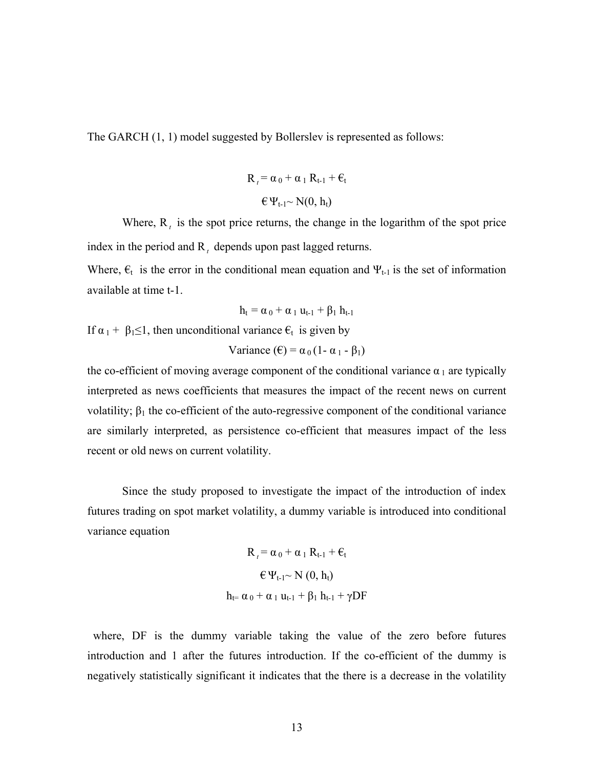The GARCH (1, 1) model suggested by Bollerslev is represented as follows:

$$R_t = \alpha_0 + \alpha_1 R_{t-1} + €_t$$

$$€ \Psi_{t-1} \sim N(0, h_t)$$

Where, $R_t$ is the spot price returns, the change in the logarithm of the spot price index in the period and $R_t$ depends upon past lagged returns.

Where, $€_t$ is the error in the conditional mean equation and $\Psi_{t-1}$ is the set of information available at time t-1.

$$h_t = \alpha_0 + \alpha_1 u_{t-1} + \beta_1 h_{t-1}$$

If $\alpha_1 + \beta_1 \leq 1$, then unconditional variance $€_t$ is given by

$$\text{Variance } (€) = \alpha_0 (1 - \alpha_1 - \beta_1)$$

the co-efficient of moving average component of the conditional variance $\alpha_1$ are typically interpreted as news coefficients that measures the impact of the recent news on current volatility; $\beta_1$ the co-efficient of the auto-regressive component of the conditional variance are similarly interpreted, as persistence co-efficient that measures impact of the less recent or old news on current volatility.

Since the study proposed to investigate the impact of the introduction of index futures trading on spot market volatility, a dummy variable is introduced into conditional variance equation

$$R_t = \alpha_0 + \alpha_1 R_{t-1} + €_t$$

$$€ \Psi_{t-1} \sim N(0, h_t)$$

$$h_t = \alpha_0 + \alpha_1 u_{t-1} + \beta_1 h_{t-1} + \gamma DF$$

where, DF is the dummy variable taking the value of the zero before futures introduction and 1 after the futures introduction. If the co-efficient of the dummy is negatively statistically significant it indicates that the there is a decrease in the volatility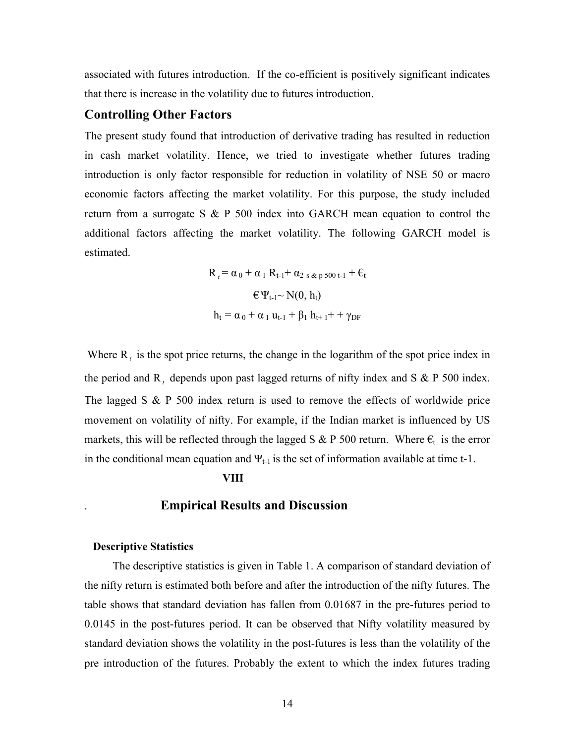associated with futures introduction. If the co-efficient is positively significant indicates that there is increase in the volatility due to futures introduction.

### Controlling Other Factors

The present study found that introduction of derivative trading has resulted in reduction in cash market volatility. Hence, we tried to investigate whether futures trading introduction is only factor responsible for reduction in volatility of NSE 50 or macro economic factors affecting the market volatility. For this purpose, the study included return from a surrogate S & P 500 index into GARCH mean equation to control the additional factors affecting the market volatility. The following GARCH model is estimated.

$$R_t = \alpha_0 + \alpha_1 R_{t-1} + \alpha_{2\ s\ \&\ p\ 500\ t-1} + €_t$$

$$€\, \Psi_{t-1} \sim N(0, h_t)$$

$$h_t = \alpha_0 + \alpha_1 u_{t-1} + \beta_1 h_{t+1} + + \gamma_{DF}$$

Where $R_t$ is the spot price returns, the change in the logarithm of the spot price index in the period and $R_t$ depends upon past lagged returns of nifty index and S & P 500 index. The lagged S & P 500 index return is used to remove the effects of worldwide price movement on volatility of nifty. For example, if the Indian market is influenced by US markets, this will be reflected through the lagged S & P 500 return. Where $€_t$ is the error in the conditional mean equation and $\Psi_{t-1}$ is the set of information available at time t-1.

## VIII

## Empirical Results and Discussion

#### Descriptive Statistics

The descriptive statistics is given in Table 1. A comparison of standard deviation of the nifty return is estimated both before and after the introduction of the nifty futures. The table shows that standard deviation has fallen from 0.01687 in the pre-futures period to 0.0145 in the post-futures period. It can be observed that Nifty volatility measured by standard deviation shows the volatility in the post-futures is less than the volatility of the pre introduction of the futures. Probably the extent to which the index futures trading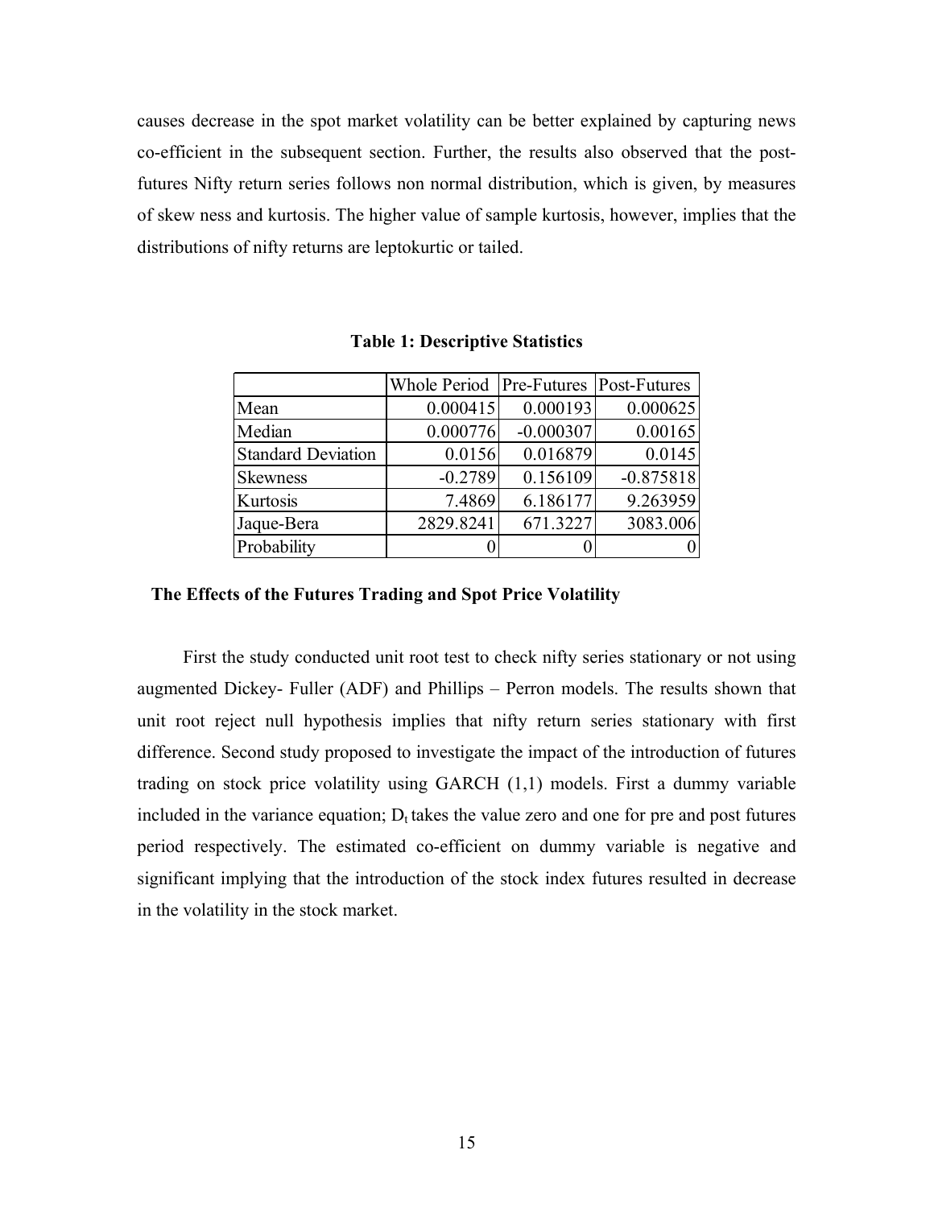causes decrease in the spot market volatility can be better explained by capturing news co-efficient in the subsequent section. Further, the results also observed that the post-futures Nifty return series follows non normal distribution, which is given, by measures of skew ness and kurtosis. The higher value of sample kurtosis, however, implies that the distributions of nifty returns are leptokurtic or tailed.

**Table 1: Descriptive Statistics**

| | Whole Period | Pre-Futures | Post-Futures |
|---|---|---|---|
| Mean | 0.000415 | 0.000193 | 0.000625 |
| Median | 0.000776 | -0.000307 | 0.00165 |
| Standard Deviation | 0.0156 | 0.016879 | 0.0145 |
| Skewness | -0.2789 | 0.156109 | -0.875818 |
| Kurtosis | 7.4869 | 6.186177 | 9.263959 |
| Jaque-Bera | 2829.8241 | 671.3227 | 3083.006 |
| Probability | 0 | 0 | 0 |

**The Effects of the Futures Trading and Spot Price Volatility**

First the study conducted unit root test to check nifty series stationary or not using augmented Dickey- Fuller (ADF) and Phillips – Perron models. The results shown that unit root reject null hypothesis implies that nifty return series stationary with first difference. Second study proposed to investigate the impact of the introduction of futures trading on stock price volatility using GARCH (1,1) models. First a dummy variable included in the variance equation; $D_t$ takes the value zero and one for pre and post futures period respectively. The estimated co-efficient on dummy variable is negative and significant implying that the introduction of the stock index futures resulted in decrease in the volatility in the stock market.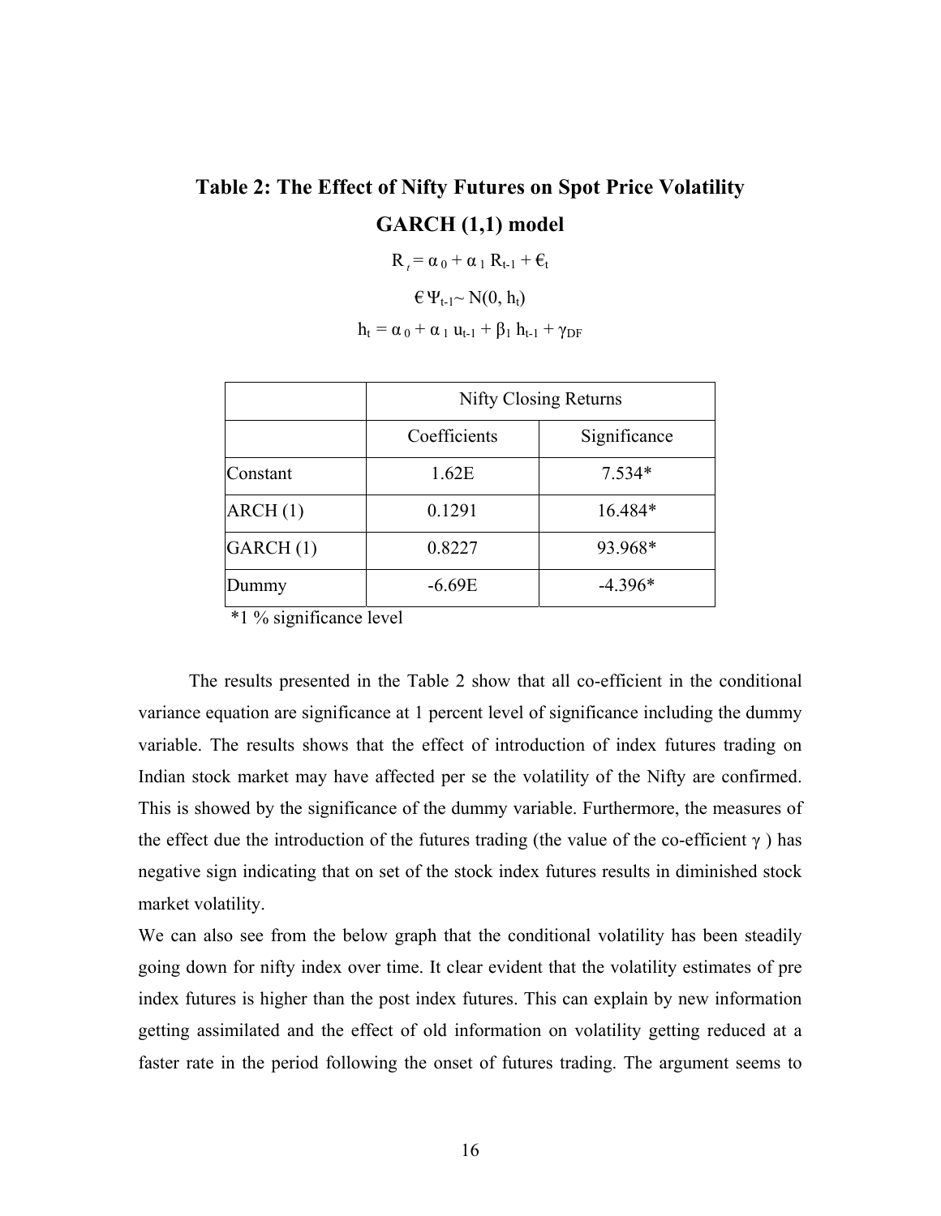## Table 2: The Effect of Nifty Futures on Spot Price Volatility

### GARCH (1,1) model

$$R_t = \alpha_0 + \alpha_1 R_{t-1} + €_t$$

$$€\, \Psi_{t-1} \sim N(0, h_t)$$

$$h_t = \alpha_0 + \alpha_1 u_{t-1} + \beta_1 h_{t-1} + \gamma_{DF}$$

| | Nifty Closing Returns | |
|---|---|---|
| | Coefficients | Significance |
| Constant | 1.62E | 7.534* |
| ARCH (1) | 0.1291 | 16.484* |
| GARCH (1) | 0.8227 | 93.968* |
| Dummy | -6.69E | -4.396* |

*1 % significance level

The results presented in the Table 2 show that all co-efficient in the conditional variance equation are significance at 1 percent level of significance including the dummy variable. The results shows that the effect of introduction of index futures trading on Indian stock market may have affected per se the volatility of the Nifty are confirmed. This is showed by the significance of the dummy variable. Furthermore, the measures of the effect due the introduction of the futures trading (the value of the co-efficient $\gamma$ ) has negative sign indicating that on set of the stock index futures results in diminished stock market volatility.

We can also see from the below graph that the conditional volatility has been steadily going down for nifty index over time. It clear evident that the volatility estimates of pre index futures is higher than the post index futures. This can explain by new information getting assimilated and the effect of old information on volatility getting reduced at a faster rate in the period following the onset of futures trading. The argument seems to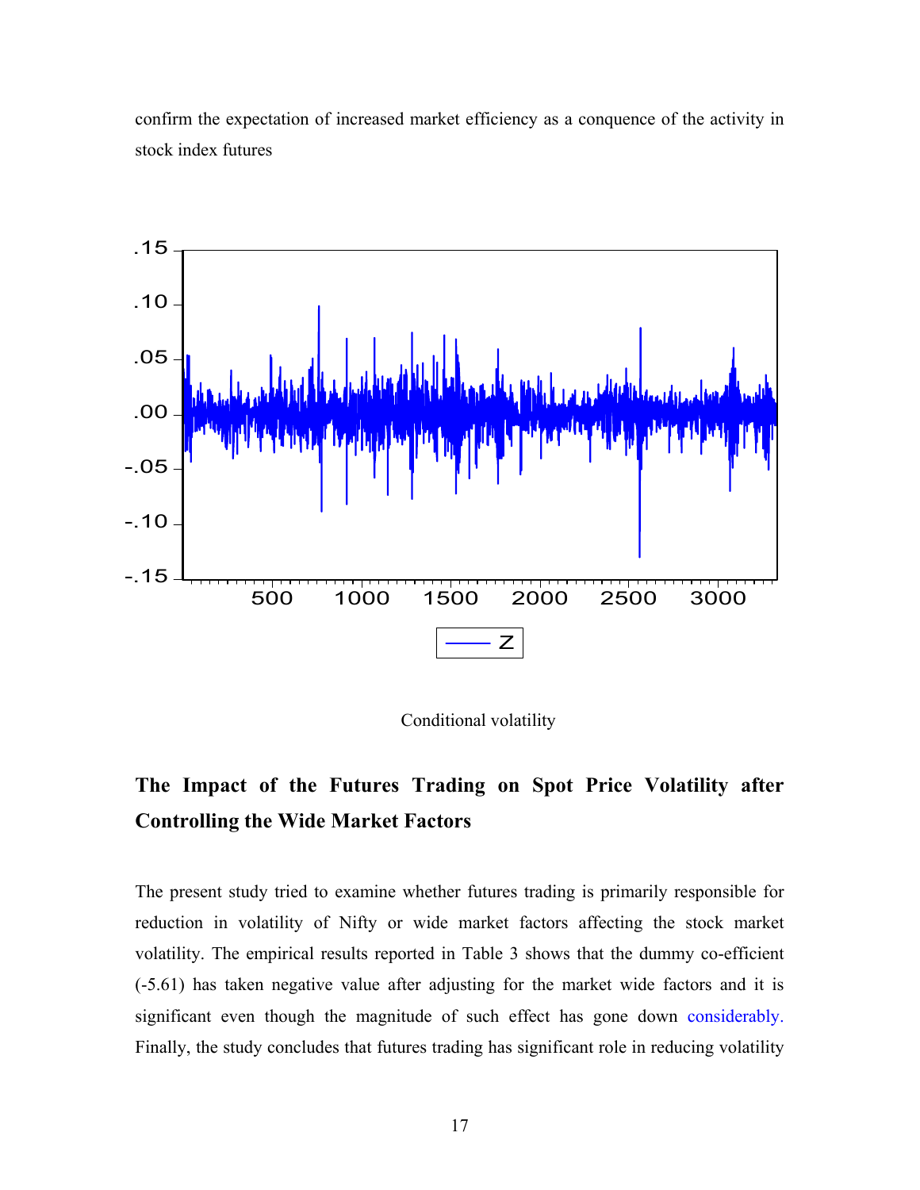confirm the expectation of increased market efficiency as a conquence of the activity in stock index futures

Conditional volatility

## The Impact of the Futures Trading on Spot Price Volatility after Controlling the Wide Market Factors

The present study tried to examine whether futures trading is primarily responsible for reduction in volatility of Nifty or wide market factors affecting the stock market volatility. The empirical results reported in Table 3 shows that the dummy co-efficient (-5.61) has taken negative value after adjusting for the market wide factors and it is significant even though the magnitude of such effect has gone down considerably. Finally, the study concludes that futures trading has significant role in reducing volatility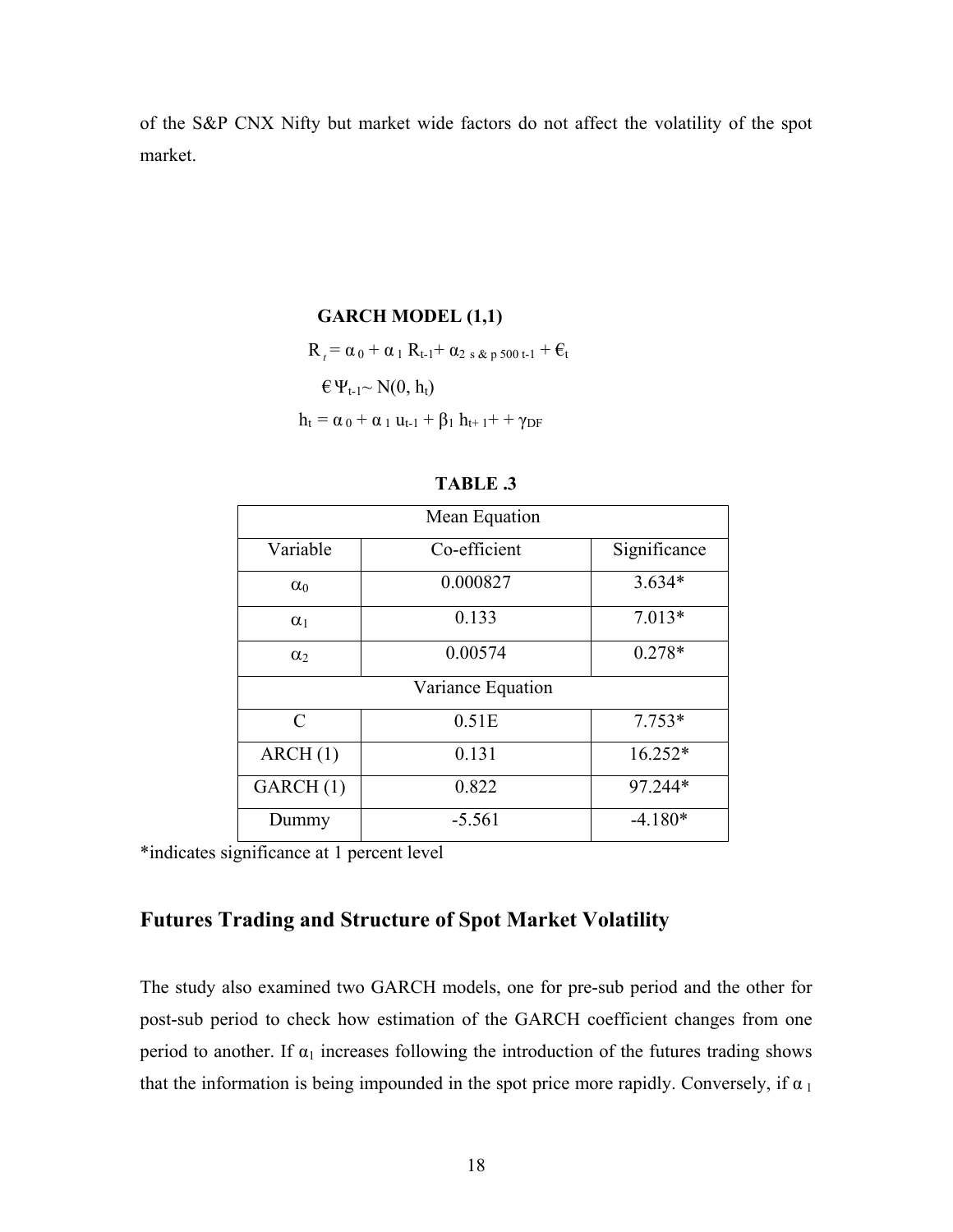of the S&P CNX Nifty but market wide factors do not affect the volatility of the spot market.

**GARCH MODEL (1,1)**

$$R_t = \alpha_0 + \alpha_1 R_{t-1} + \alpha_{2\ s\&p\ 500\ t-1} + €_t$$

$$€\ \Psi_{t-1} \sim N(0, h_t)$$

$$h_t = \alpha_0 + \alpha_1 u_{t-1} + \beta_1 h_{t+1} + + \gamma_{DF}$$

**TABLE .3**

| Mean Equation | | |
|---|---|---|
| Variable | Co-efficient | Significance |
| $\alpha_0$ | 0.000827 | 3.634* |
| $\alpha_1$ | 0.133 | 7.013* |
| $\alpha_2$ | 0.00574 | 0.278* |
| Variance Equation | | |
| C | 0.51E | 7.753* |
| ARCH (1) | 0.131 | 16.252* |
| GARCH (1) | 0.822 | 97.244* |
| Dummy | -5.561 | -4.180* |

*indicates significance at 1 percent level

## Futures Trading and Structure of Spot Market Volatility

The study also examined two GARCH models, one for pre-sub period and the other for post-sub period to check how estimation of the GARCH coefficient changes from one period to another. If $\alpha_1$ increases following the introduction of the futures trading shows that the information is being impounded in the spot price more rapidly. Conversely, if $\alpha_1$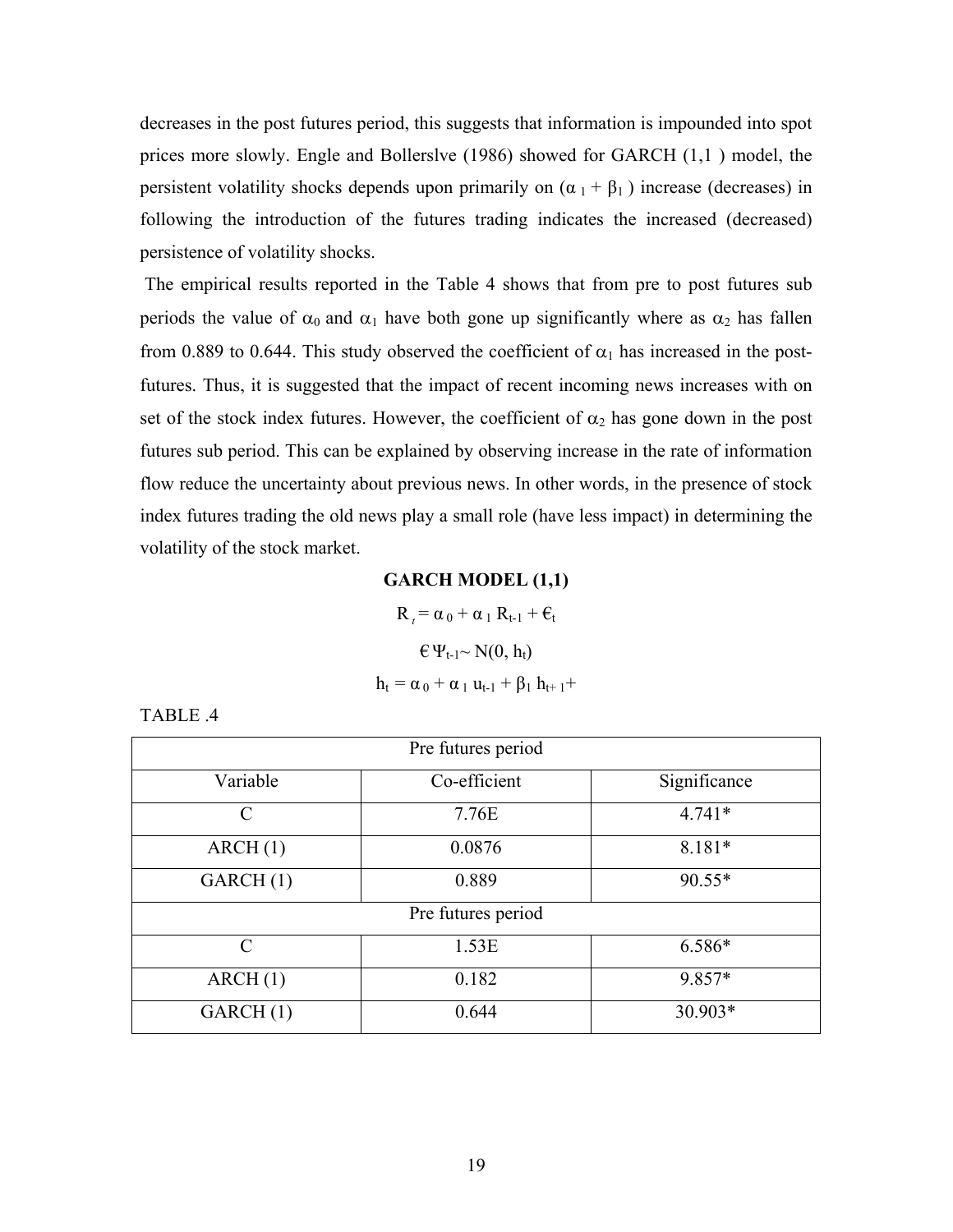decreases in the post futures period, this suggests that information is impounded into spot prices more slowly. Engle and Bollerslve (1986) showed for GARCH (1,1 ) model, the persistent volatility shocks depends upon primarily on ($\alpha_1 + \beta_1$ ) increase (decreases) in following the introduction of the futures trading indicates the increased (decreased) persistence of volatility shocks.

The empirical results reported in the Table 4 shows that from pre to post futures sub periods the value of $\alpha_0$ and $\alpha_1$ have both gone up significantly where as $\alpha_2$ has fallen from 0.889 to 0.644. This study observed the coefficient of $\alpha_1$ has increased in the post-futures. Thus, it is suggested that the impact of recent incoming news increases with on set of the stock index futures. However, the coefficient of $\alpha_2$ has gone down in the post futures sub period. This can be explained by observing increase in the rate of information flow reduce the uncertainty about previous news. In other words, in the presence of stock index futures trading the old news play a small role (have less impact) in determining the volatility of the stock market.

**GARCH MODEL (1,1)**

$$R_t = \alpha_0 + \alpha_1 R_{t-1} + €_t$$

$$€ \Psi_{t-1} \sim N(0, h_t)$$

$$h_t = \alpha_0 + \alpha_1 u_{t-1} + \beta_1 h_{t+1} +$$

TABLE .4

| Pre futures period | | |
|---|---|---|
| Variable | Co-efficient | Significance |
| C | 7.76E | 4.741* |
| ARCH (1) | 0.0876 | 8.181* |
| GARCH (1) | 0.889 | 90.55* |
| Pre futures period | | |
| C | 1.53E | 6.586* |
| ARCH (1) | 0.182 | 9.857* |
| GARCH (1) | 0.644 | 30.903* |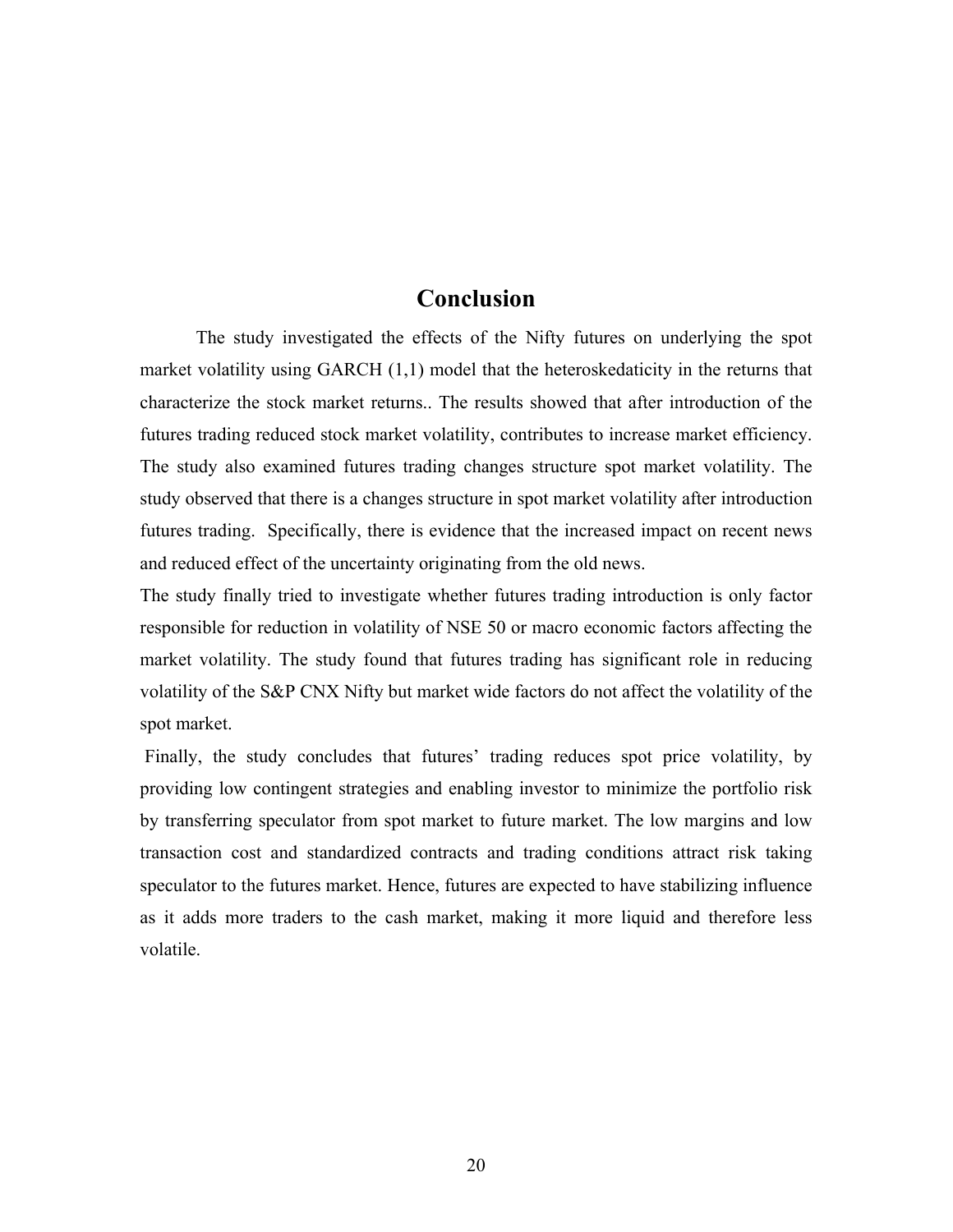## Conclusion

The study investigated the effects of the Nifty futures on underlying the spot market volatility using GARCH (1,1) model that the heteroskedaticity in the returns that characterize the stock market returns.. The results showed that after introduction of the futures trading reduced stock market volatility, contributes to increase market efficiency. The study also examined futures trading changes structure spot market volatility. The study observed that there is a changes structure in spot market volatility after introduction futures trading. Specifically, there is evidence that the increased impact on recent news and reduced effect of the uncertainty originating from the old news.

The study finally tried to investigate whether futures trading introduction is only factor responsible for reduction in volatility of NSE 50 or macro economic factors affecting the market volatility. The study found that futures trading has significant role in reducing volatility of the S&P CNX Nifty but market wide factors do not affect the volatility of the spot market.

Finally, the study concludes that futures' trading reduces spot price volatility, by providing low contingent strategies and enabling investor to minimize the portfolio risk by transferring speculator from spot market to future market. The low margins and low transaction cost and standardized contracts and trading conditions attract risk taking speculator to the futures market. Hence, futures are expected to have stabilizing influence as it adds more traders to the cash market, making it more liquid and therefore less volatile.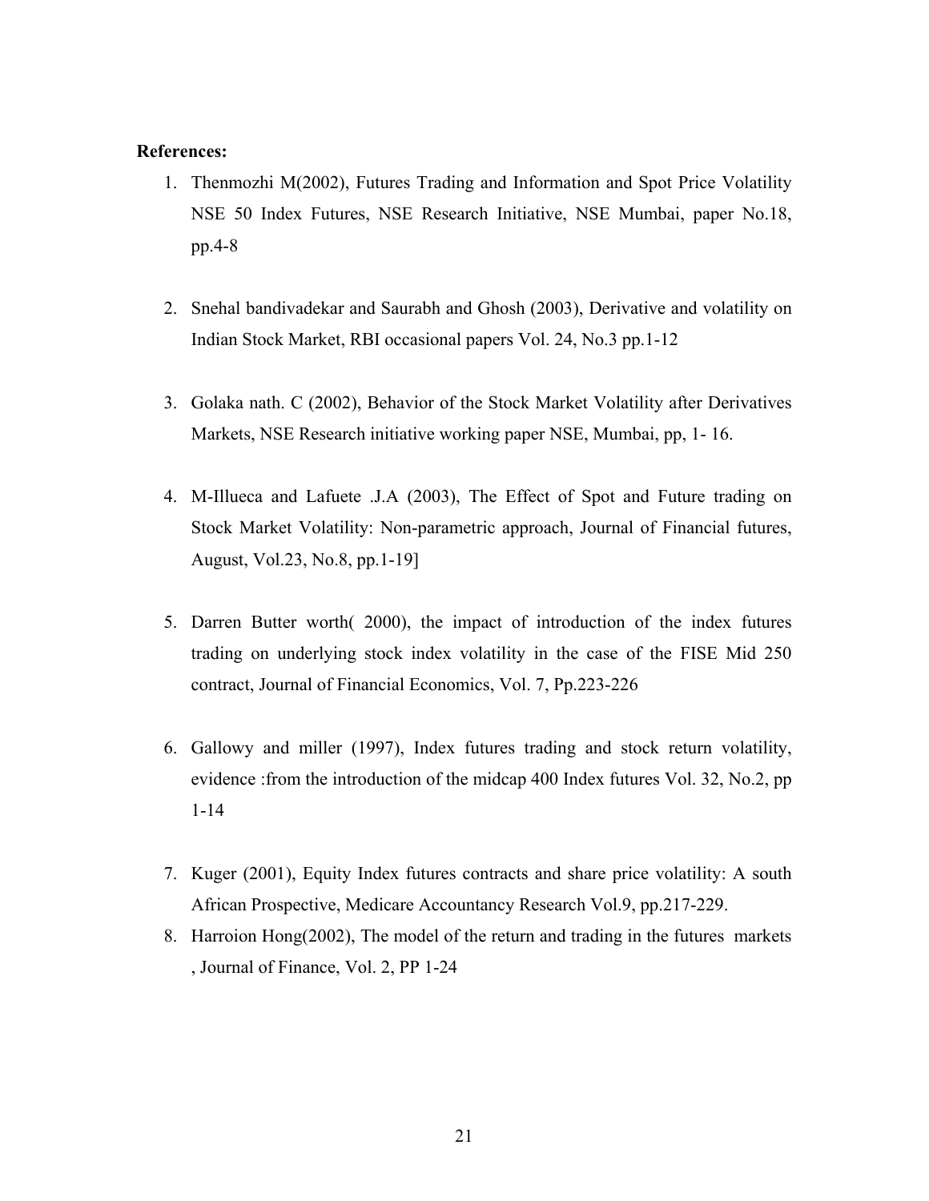**References:**

1. Thenmozhi M(2002), Futures Trading and Information and Spot Price Volatility NSE 50 Index Futures, NSE Research Initiative, NSE Mumbai, paper No.18, pp.4-8

2. Snehal bandivadekar and Saurabh and Ghosh (2003), Derivative and volatility on Indian Stock Market, RBI occasional papers Vol. 24, No.3 pp.1-12

3. Golaka nath. C (2002), Behavior of the Stock Market Volatility after Derivatives Markets, NSE Research initiative working paper NSE, Mumbai, pp, 1- 16.

4. M-Illueca and Lafuete .J.A (2003), The Effect of Spot and Future trading on Stock Market Volatility: Non-parametric approach, Journal of Financial futures, August, Vol.23, No.8, pp.1-19]

5. Darren Butter worth( 2000), the impact of introduction of the index futures trading on underlying stock index volatility in the case of the FISE Mid 250 contract, Journal of Financial Economics, Vol. 7, Pp.223-226

6. Gallowy and miller (1997), Index futures trading and stock return volatility, evidence :from the introduction of the midcap 400 Index futures Vol. 32, No.2, pp 1-14

7. Kuger (2001), Equity Index futures contracts and share price volatility: A south African Prospective, Medicare Accountancy Research Vol.9, pp.217-229.
8. Harroion Hong(2002), The model of the return and trading in the futures markets , Journal of Finance, Vol. 2, PP 1-24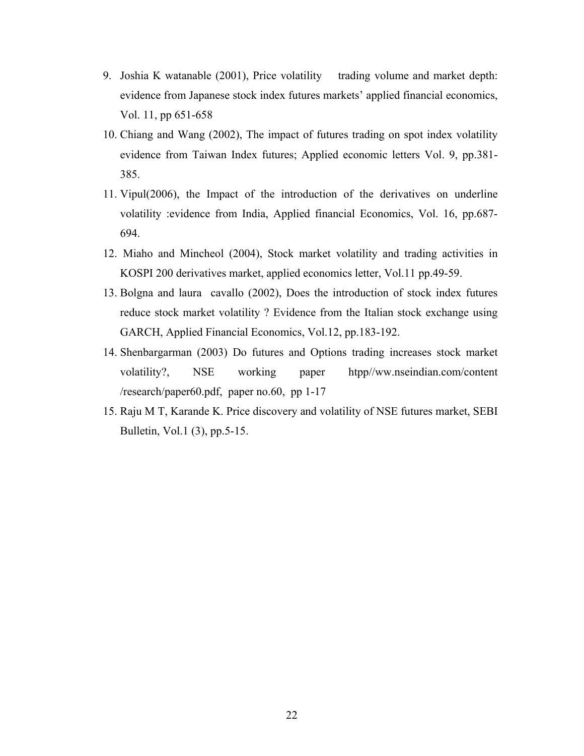9. Joshia K watanable (2001), Price volatility trading volume and market depth: evidence from Japanese stock index futures markets' applied financial economics, Vol. 11, pp 651-658
10. Chiang and Wang (2002), The impact of futures trading on spot index volatility evidence from Taiwan Index futures; Applied economic letters Vol. 9, pp.381-385.
11. Vipul(2006), the Impact of the introduction of the derivatives on underline volatility :evidence from India, Applied financial Economics, Vol. 16, pp.687-694.
12. Miaho and Mincheol (2004), Stock market volatility and trading activities in KOSPI 200 derivatives market, applied economics letter, Vol.11 pp.49-59.
13. Bolgna and laura cavallo (2002), Does the introduction of stock index futures reduce stock market volatility ? Evidence from the Italian stock exchange using GARCH, Applied Financial Economics, Vol.12, pp.183-192.
14. Shenbargarman (2003) Do futures and Options trading increases stock market volatility?, NSE working paper htpp//ww.nseindian.com/content /research/paper60.pdf, paper no.60, pp 1-17
15. Raju M T, Karande K. Price discovery and volatility of NSE futures market, SEBI Bulletin, Vol.1 (3), pp.5-15.